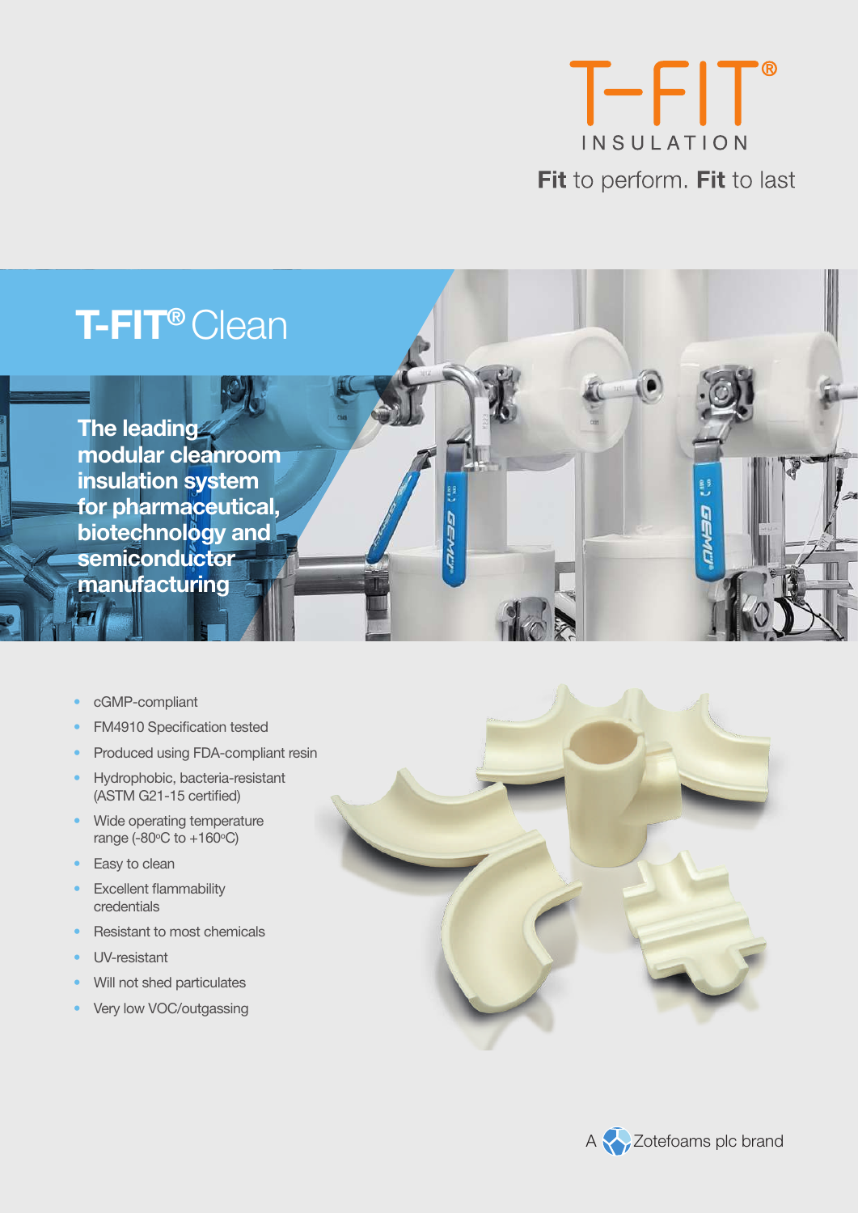T-FIT®

INSULATION

**Fit** to perform. **Fit** to last

# T-FIT® Clean

**The leading modular cleanroom insulation system for pharmaceutical, biotechnology and semiconductor manufacturing**

- cGMP-compliant
- FM4910 Specification tested
- Produced using FDA-compliant resin
- Hydrophobic, bacteria-resistant (ASTM G21-15 certified)
- Wide operating temperature range (-80ºC to +160ºC)
- Easy to clean
- Excellent flammability credentials
- Resistant to most chemicals
- UV-resistant
- Will not shed particulates
- Very low VOC/outgassing

A Zotefoams plc brand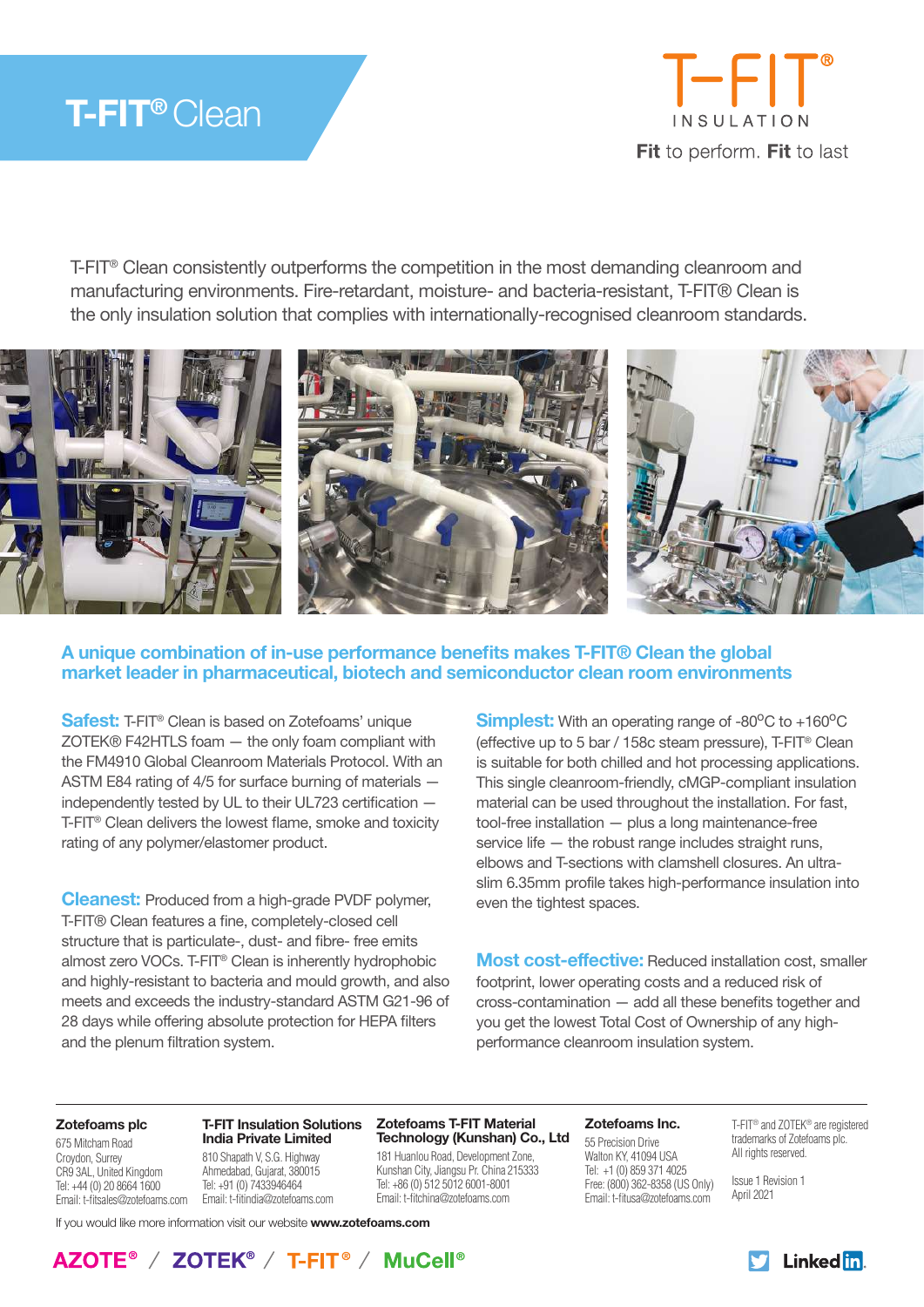# T-FIT® Clean

T–FIT®
INSULATION

**Fit** to perform. **Fit** to last

T-FIT® Clean consistently outperforms the competition in the most demanding cleanroom and manufacturing environments. Fire-retardant, moisture- and bacteria-resistant, T-FIT® Clean is the only insulation solution that complies with internationally-recognised cleanroom standards.

## A unique combination of in-use performance benefits makes T-FIT® Clean the global market leader in pharmaceutical, biotech and semiconductor clean room environments

**Safest:** T-FIT® Clean is based on Zotefoams' unique ZOTEK® F42HTLS foam — the only foam compliant with the FM4910 Global Cleanroom Materials Protocol. With an ASTM E84 rating of 4/5 for surface burning of materials — independently tested by UL to their UL723 certification — T-FIT® Clean delivers the lowest flame, smoke and toxicity rating of any polymer/elastomer product.

**Cleanest:** Produced from a high-grade PVDF polymer, T-FIT® Clean features a fine, completely-closed cell structure that is particulate-, dust- and fibre- free emits almost zero VOCs. T-FIT® Clean is inherently hydrophobic and highly-resistant to bacteria and mould growth, and also meets and exceeds the industry-standard ASTM G21-96 of 28 days while offering absolute protection for HEPA filters and the plenum filtration system.

**Simplest:** With an operating range of -80°C to +160°C (effective up to 5 bar / 158c steam pressure), T-FIT® Clean is suitable for both chilled and hot processing applications. This single cleanroom-friendly, cMGP-compliant insulation material can be used throughout the installation. For fast, tool-free installation — plus a long maintenance-free service life — the robust range includes straight runs, elbows and T-sections with clamshell closures. An ultra-slim 6.35mm profile takes high-performance insulation into even the tightest spaces.

**Most cost-effective:** Reduced installation cost, smaller footprint, lower operating costs and a reduced risk of cross-contamination — add all these benefits together and you get the lowest Total Cost of Ownership of any high-performance cleanroom insulation system.

**Zotefoams plc**
675 Mitcham Road
Croydon, Surrey
CR9 3AL, United Kingdom
Tel: +44 (0) 20 8664 1600
Email: t-fitsales@zotefoams.com

**T-FIT Insulation Solutions India Private Limited**
810 Shapath V, S.G. Highway
Ahmedabad, Gujarat, 380015
Tel: +91 (0) 7433946464
Email: t-fitindia@zotefoams.com

**Zotefoams T-FIT Material Technology (Kunshan) Co., Ltd**
181 Huanlou Road, Development Zone,
Kunshan City, Jiangsu Pr. China 215333
Tel: +86 (0) 512 5012 6001-8001
Email: t-fitchina@zotefoams.com

**Zotefoams Inc.**
55 Precision Drive
Walton KY, 41094 USA
Tel: +1 (0) 859 371 4025
Free: (800) 362-8358 (US Only)
Email: t-fitusa@zotefoams.com

T-FIT® and ZOTEK® are registered trademarks of Zotefoams plc.
All rights reserved.

Issue 1 Revision 1
April 2021

If you would like more information visit our website **www.zotefoams.com**

AZOTE® / ZOTEK® / T-FIT® / MuCell®

LinkedIn